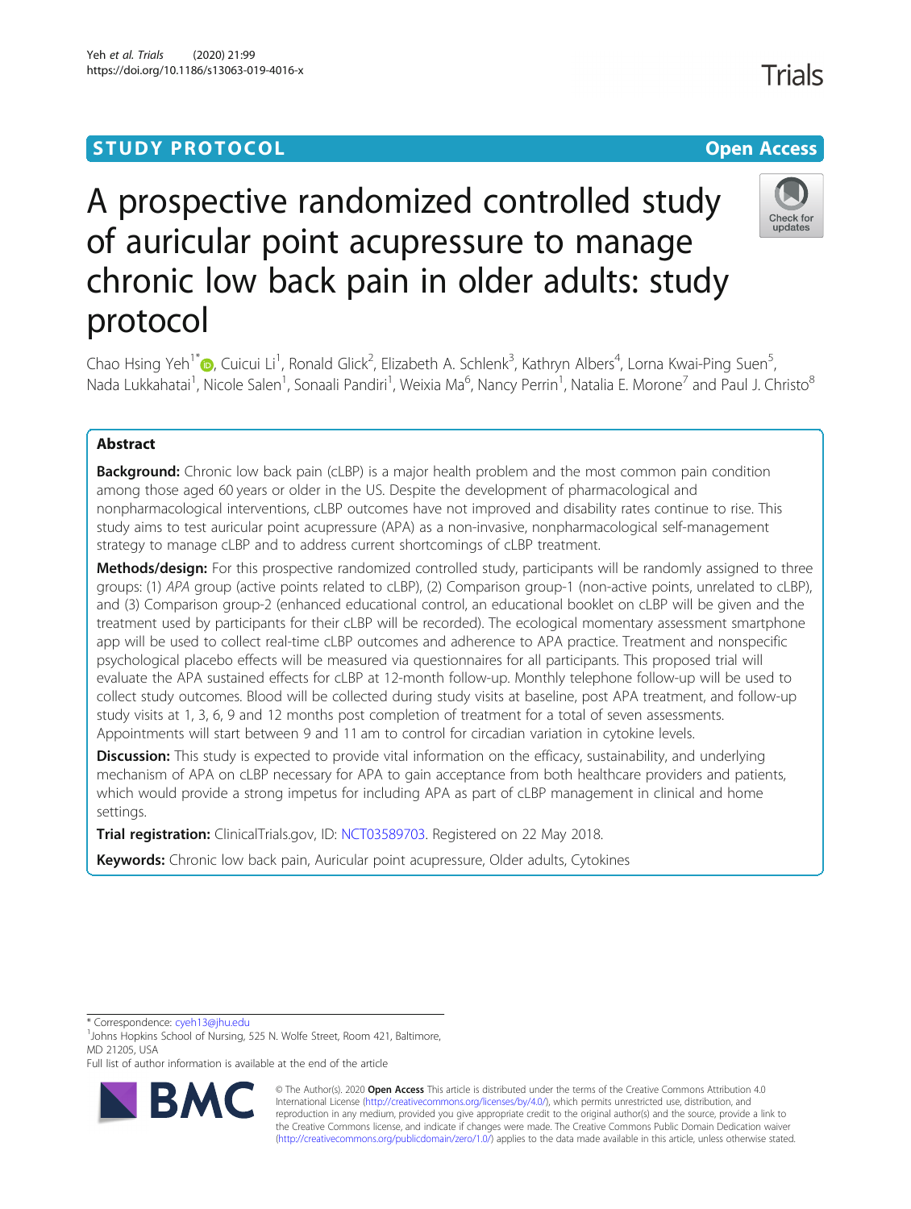STUDY PROTOCOL

Open Access

# A prospective randomized controlled study of auricular point acupressure to manage chronic low back pain in older adults: study protocol

Chao Hsing Yeh[1*], Cuicui Li[1], Ronald Glick[2], Elizabeth A. Schlenk[3], Kathryn Albers[4], Lorna Kwai-Ping Suen[5], Nada Lukkahatai[1], Nicole Salen[1], Sonaali Pandiri[1], Weixia Ma[6], Nancy Perrin[1], Natalia E. Morone[7] and Paul J. Christo[8]

## Abstract

**Background:** Chronic low back pain (cLBP) is a major health problem and the most common pain condition among those aged 60 years or older in the US. Despite the development of pharmacological and nonpharmacological interventions, cLBP outcomes have not improved and disability rates continue to rise. This study aims to test auricular point acupressure (APA) as a non-invasive, nonpharmacological self-management strategy to manage cLBP and to address current shortcomings of cLBP treatment.

**Methods/design:** For this prospective randomized controlled study, participants will be randomly assigned to three groups: (1) *APA* group (active points related to cLBP), (2) Comparison group-1 (non-active points, unrelated to cLBP), and (3) Comparison group-2 (enhanced educational control, an educational booklet on cLBP will be given and the treatment used by participants for their cLBP will be recorded). The ecological momentary assessment smartphone app will be used to collect real-time cLBP outcomes and adherence to APA practice. Treatment and nonspecific psychological placebo effects will be measured via questionnaires for all participants. This proposed trial will evaluate the APA sustained effects for cLBP at 12-month follow-up. Monthly telephone follow-up will be used to collect study outcomes. Blood will be collected during study visits at baseline, post APA treatment, and follow-up study visits at 1, 3, 6, 9 and 12 months post completion of treatment for a total of seven assessments. Appointments will start between 9 and 11 am to control for circadian variation in cytokine levels.

**Discussion:** This study is expected to provide vital information on the efficacy, sustainability, and underlying mechanism of APA on cLBP necessary for APA to gain acceptance from both healthcare providers and patients, which would provide a strong impetus for including APA as part of cLBP management in clinical and home settings.

**Trial registration:** ClinicalTrials.gov, ID: NCT03589703. Registered on 22 May 2018.

**Keywords:** Chronic low back pain, Auricular point acupressure, Older adults, Cytokines

---

* Correspondence: cyeh13@jhu.edu
[1]Johns Hopkins School of Nursing, 525 N. Wolfe Street, Room 421, Baltimore, MD 21205, USA
Full list of author information is available at the end of the article

© The Author(s). 2020 **Open Access** This article is distributed under the terms of the Creative Commons Attribution 4.0 International License (http://creativecommons.org/licenses/by/4.0/), which permits unrestricted use, distribution, and reproduction in any medium, provided you give appropriate credit to the original author(s) and the source, provide a link to the Creative Commons license, and indicate if changes were made. The Creative Commons Public Domain Dedication waiver (http://creativecommons.org/publicdomain/zero/1.0/) applies to the data made available in this article, unless otherwise stated.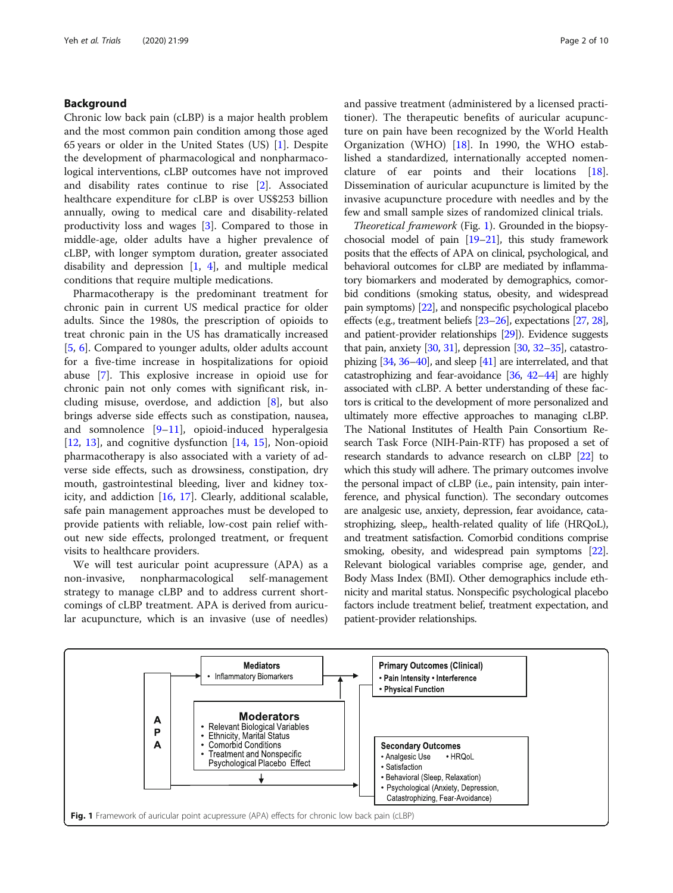## Background

Chronic low back pain (cLBP) is a major health problem and the most common pain condition among those aged 65 years or older in the United States (US) [1]. Despite the development of pharmacological and nonpharmacological interventions, cLBP outcomes have not improved and disability rates continue to rise [2]. Associated healthcare expenditure for cLBP is over US$253 billion annually, owing to medical care and disability-related productivity loss and wages [3]. Compared to those in middle-age, older adults have a higher prevalence of cLBP, with longer symptom duration, greater associated disability and depression [1, 4], and multiple medical conditions that require multiple medications.

Pharmacotherapy is the predominant treatment for chronic pain in current US medical practice for older adults. Since the 1980s, the prescription of opioids to treat chronic pain in the US has dramatically increased [5, 6]. Compared to younger adults, older adults account for a five-time increase in hospitalizations for opioid abuse [7]. This explosive increase in opioid use for chronic pain not only comes with significant risk, including misuse, overdose, and addiction [8], but also brings adverse side effects such as constipation, nausea, and somnolence [9–11], opioid-induced hyperalgesia [12, 13], and cognitive dysfunction [14, 15], Non-opioid pharmacotherapy is also associated with a variety of adverse side effects, such as drowsiness, constipation, dry mouth, gastrointestinal bleeding, liver and kidney toxicity, and addiction [16, 17]. Clearly, additional scalable, safe pain management approaches must be developed to provide patients with reliable, low-cost pain relief without new side effects, prolonged treatment, or frequent visits to healthcare providers.

We will test auricular point acupressure (APA) as a non-invasive, nonpharmacological self-management strategy to manage cLBP and to address current shortcomings of cLBP treatment. APA is derived from auricular acupuncture, which is an invasive (use of needles) and passive treatment (administered by a licensed practitioner). The therapeutic benefits of auricular acupuncture on pain have been recognized by the World Health Organization (WHO) [18]. In 1990, the WHO established a standardized, internationally accepted nomenclature of ear points and their locations [18]. Dissemination of auricular acupuncture is limited by the invasive acupuncture procedure with needles and by the few and small sample sizes of randomized clinical trials.

*Theoretical framework* (Fig. 1). Grounded in the biopsychosocial model of pain [19–21], this study framework posits that the effects of APA on clinical, psychological, and behavioral outcomes for cLBP are mediated by inflammatory biomarkers and moderated by demographics, comorbid conditions (smoking status, obesity, and widespread pain symptoms) [22], and nonspecific psychological placebo effects (e.g., treatment beliefs [23–26], expectations [27, 28], and patient-provider relationships [29]). Evidence suggests that pain, anxiety [30, 31], depression [30, 32–35], catastrophizing [34, 36–40], and sleep [41] are interrelated, and that catastrophizing and fear-avoidance [36, 42–44] are highly associated with cLBP. A better understanding of these factors is critical to the development of more personalized and ultimately more effective approaches to managing cLBP. The National Institutes of Health Pain Consortium Research Task Force (NIH-Pain-RTF) has proposed a set of research standards to advance research on cLBP [22] to which this study will adhere. The primary outcomes involve the personal impact of cLBP (i.e., pain intensity, pain interference, and physical function). The secondary outcomes are analgesic use, anxiety, depression, fear avoidance, catastrophizing, sleep,, health-related quality of life (HRQoL), and treatment satisfaction. Comorbid conditions comprise smoking, obesity, and widespread pain symptoms [22]. Relevant biological variables comprise age, gender, and Body Mass Index (BMI). Other demographics include ethnicity and marital status. Nonspecific psychological placebo factors include treatment belief, treatment expectation, and patient-provider relationships.

**Fig. 1** Framework of auricular point acupressure (APA) effects for chronic low back pain (cLBP)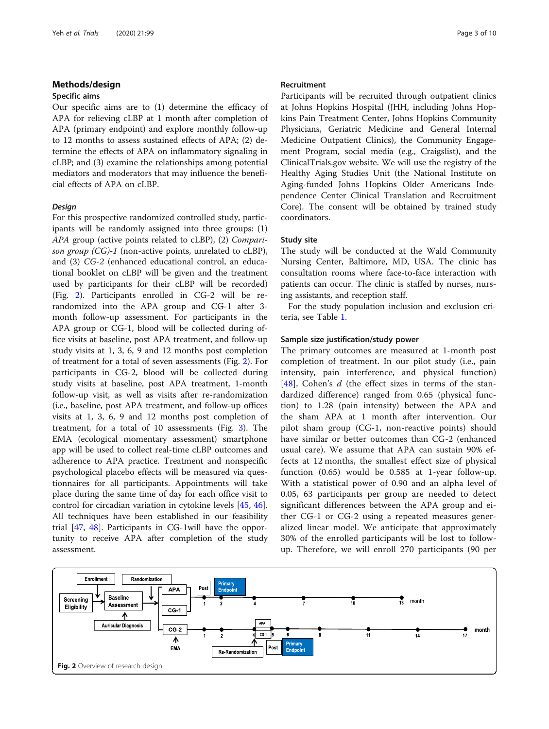## Methods/design

### Specific aims

Our specific aims are to (1) determine the efficacy of APA for relieving cLBP at 1 month after completion of APA (primary endpoint) and explore monthly follow-up to 12 months to assess sustained effects of APA; (2) determine the effects of APA on inflammatory signaling in cLBP; and (3) examine the relationships among potential mediators and moderators that may influence the beneficial effects of APA on cLBP.

#### *Design*

For this prospective randomized controlled study, participants will be randomly assigned into three groups: (1) *APA* group (active points related to cLBP), (2) *Comparison group (CG)-1* (non-active points, unrelated to cLBP), and (3) *CG-2* (enhanced educational control, an educational booklet on cLBP will be given and the treatment used by participants for their cLBP will be recorded) (Fig. 2). Participants enrolled in CG-2 will be re-randomized into the APA group and CG-1 after 3-month follow-up assessment. For participants in the APA group or CG-1, blood will be collected during office visits at baseline, post APA treatment, and follow-up study visits at 1, 3, 6, 9 and 12 months post completion of treatment for a total of seven assessments (Fig. 2). For participants in CG-2, blood will be collected during study visits at baseline, post APA treatment, 1-month follow-up visit, as well as visits after re-randomization (i.e., baseline, post APA treatment, and follow-up offices visits at 1, 3, 6, 9 and 12 months post completion of treatment, for a total of 10 assessments (Fig. 3). The EMA (ecological momentary assessment) smartphone app will be used to collect real-time cLBP outcomes and adherence to APA practice. Treatment and nonspecific psychological placebo effects will be measured via questionnaires for all participants. Appointments will take place during the same time of day for each office visit to control for circadian variation in cytokine levels [45, 46]. All techniques have been established in our feasibility trial [47, 48]. Participants in CG-1will have the opportunity to receive APA after completion of the study assessment.

### Recruitment

Participants will be recruited through outpatient clinics at Johns Hopkins Hospital (JHH, including Johns Hopkins Pain Treatment Center, Johns Hopkins Community Physicians, Geriatric Medicine and General Internal Medicine Outpatient Clinics), the Community Engagement Program, social media (e.g., Craigslist), and the ClinicalTrials.gov website. We will use the registry of the Healthy Aging Studies Unit (the National Institute on Aging-funded Johns Hopkins Older Americans Independence Center Clinical Translation and Recruitment Core). The consent will be obtained by trained study coordinators.

### Study site

The study will be conducted at the Wald Community Nursing Center, Baltimore, MD, USA. The clinic has consultation rooms where face-to-face interaction with patients can occur. The clinic is staffed by nurses, nursing assistants, and reception staff.

For the study population inclusion and exclusion criteria, see Table 1.

### Sample size justification/study power

The primary outcomes are measured at 1-month post completion of treatment. In our pilot study (i.e., pain intensity, pain interference, and physical function) [48], Cohen's $d$ (the effect sizes in terms of the standardized difference) ranged from 0.65 (physical function) to 1.28 (pain intensity) between the APA and the sham APA at 1 month after intervention. Our pilot sham group (CG-1, non-reactive points) should have similar or better outcomes than CG-2 (enhanced usual care). We assume that APA can sustain 90% effects at 12 months, the smallest effect size of physical function (0.65) would be 0.585 at 1-year follow-up. With a statistical power of 0.90 and an alpha level of 0.05, 63 participants per group are needed to detect significant differences between the APA group and either CG-1 or CG-2 using a repeated measures generalized linear model. We anticipate that approximately 30% of the enrolled participants will be lost to follow-up. Therefore, we will enroll 270 participants (90 per

**Fig. 2** Overview of research design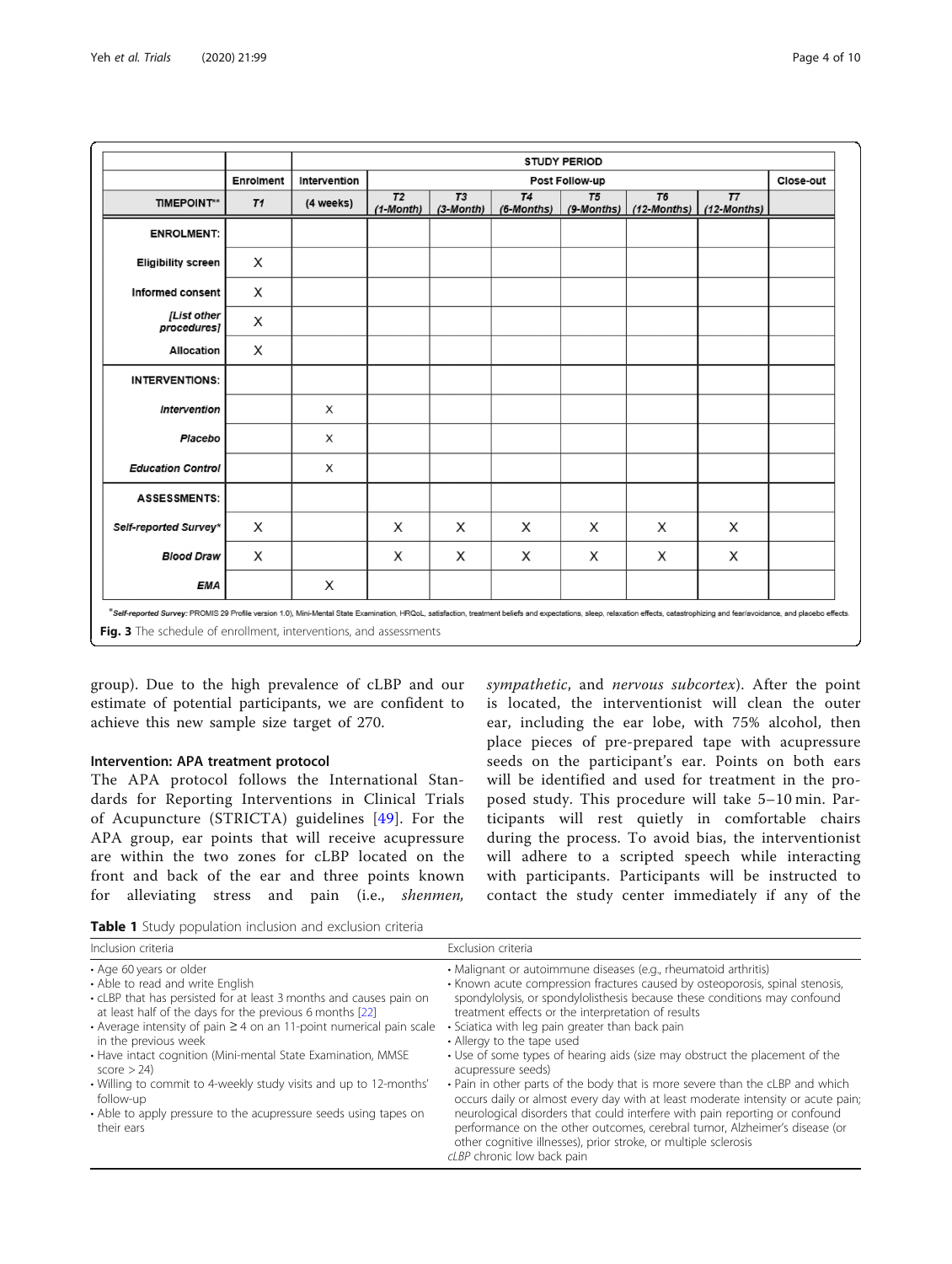|  |  | STUDY PERIOD |  |  |  |  |  |  |  |  |
|---|---|---|---|---|---|---|---|---|---|---|
|  | Enrolment | Intervention | Post Follow-up |  |  |  |  |  | Close-out |
| TIMEPOINT** | T1 | (4 weeks) | T2 (1-Month) | T3 (3-Month) | T4 (6-Months) | T5 (9-Months) | T6 (12-Months) | T7 (12-Months) |  |
| **ENROLMENT:** |  |  |  |  |  |  |  |  |  |
| Eligibility screen | X |  |  |  |  |  |  |  |  |
| Informed consent | X |  |  |  |  |  |  |  |  |
| *[List other procedures]* | X |  |  |  |  |  |  |  |  |
| Allocation | X |  |  |  |  |  |  |  |  |
| **INTERVENTIONS:** |  |  |  |  |  |  |  |  |  |
| *Intervention* |  | X |  |  |  |  |  |  |  |
| *Placebo* |  | X |  |  |  |  |  |  |  |
| *Education Control* |  | X |  |  |  |  |  |  |  |
| **ASSESSMENTS:** |  |  |  |  |  |  |  |  |  |
| *Self-reported Survey** | X |  | X | X | X | X | X | X |  |
| *Blood Draw* | X |  | X | X | X | X | X | X |  |
| *EMA* |  | X |  |  |  |  |  |  |  |

*Self-reported Survey: PROMIS 29 Profile version 1.0), Mini-Mental State Examination, HRQoL, satisfaction, treatment beliefs and expectations, sleep, relaxation effects, catastrophizing and fear/avoidance, and placebo effects.

**Fig. 3** The schedule of enrollment, interventions, and assessments

group). Due to the high prevalence of cLBP and our estimate of potential participants, we are confident to achieve this new sample size target of 270.

### Intervention: APA treatment protocol

The APA protocol follows the International Standards for Reporting Interventions in Clinical Trials of Acupuncture (STRICTA) guidelines [49]. For the APA group, ear points that will receive acupressure are within the two zones for cLBP located on the front and back of the ear and three points known for alleviating stress and pain (i.e., *shenmen*, *sympathetic*, and *nervous subcortex*). After the point is located, the interventionist will clean the outer ear, including the ear lobe, with 75% alcohol, then place pieces of pre-prepared tape with acupressure seeds on the participant's ear. Points on both ears will be identified and used for treatment in the proposed study. This procedure will take 5–10 min. Participants will rest quietly in comfortable chairs during the process. To avoid bias, the interventionist will adhere to a scripted speech while interacting with participants. Participants will be instructed to contact the study center immediately if any of the

**Table 1** Study population inclusion and exclusion criteria

| Inclusion criteria | Exclusion criteria |
|---|---|
| • Age 60 years or older<br>• Able to read and write English<br>• cLBP that has persisted for at least 3 months and causes pain on at least half of the days for the previous 6 months [22]<br>• Average intensity of pain ≥ 4 on an 11-point numerical pain scale in the previous week<br>• Have intact cognition (Mini-mental State Examination, MMSE score > 24)<br>• Willing to commit to 4-weekly study visits and up to 12-months' follow-up<br>• Able to apply pressure to the acupressure seeds using tapes on their ears | • Malignant or autoimmune diseases (e.g., rheumatoid arthritis)<br>• Known acute compression fractures caused by osteoporosis, spinal stenosis, spondylolysis, or spondylolisthesis because these conditions may confound treatment effects or the interpretation of results<br>• Sciatica with leg pain greater than back pain<br>• Allergy to the tape used<br>• Use of some types of hearing aids (size may obstruct the placement of the acupressure seeds)<br>• Pain in other parts of the body that is more severe than the cLBP and which occurs daily or almost every day with at least moderate intensity or acute pain; neurological disorders that could interfere with pain reporting or confound performance on the other outcomes, cerebral tumor, Alzheimer's disease (or other cognitive illnesses), prior stroke, or multiple sclerosis |

*cLBP* chronic low back pain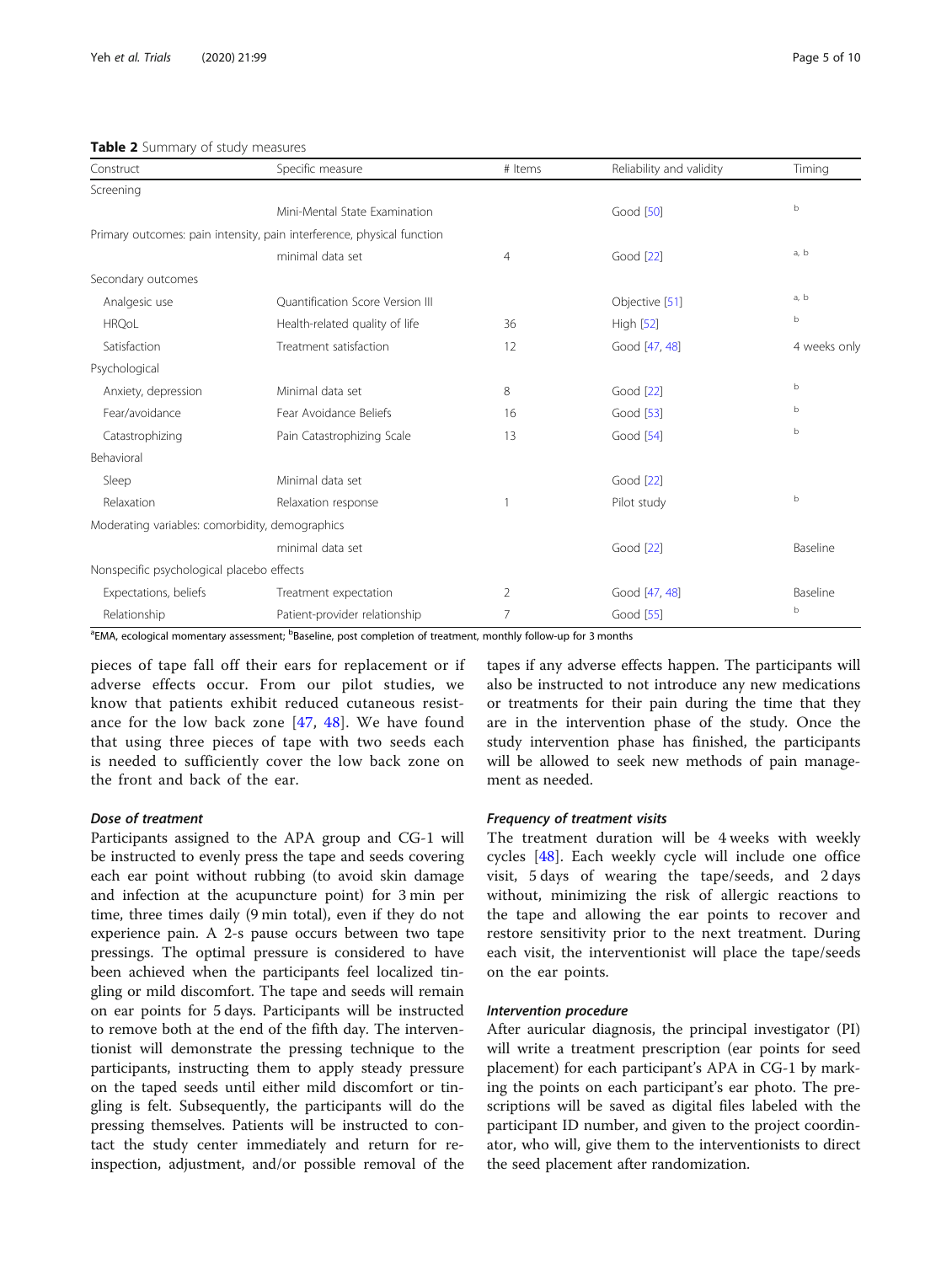**Table 2** Summary of study measures

| Construct | Specific measure | # Items | Reliability and validity | Timing |
|---|---|---|---|---|
| Screening | | | | |
| | Mini-Mental State Examination | | Good [50] | b |
| Primary outcomes: pain intensity, pain interference, physical function | | | | |
| | minimal data set | 4 | Good [22] | a, b |
| Secondary outcomes | | | | |
| Analgesic use | Quantification Score Version III | | Objective [51] | a, b |
| HRQoL | Health-related quality of life | 36 | High [52] | b |
| Satisfaction | Treatment satisfaction | 12 | Good [47, 48] | 4 weeks only |
| Psychological | | | | |
| Anxiety, depression | Minimal data set | 8 | Good [22] | b |
| Fear/avoidance | Fear Avoidance Beliefs | 16 | Good [53] | b |
| Catastrophizing | Pain Catastrophizing Scale | 13 | Good [54] | b |
| Behavioral | | | | |
| Sleep | Minimal data set | | Good [22] | |
| Relaxation | Relaxation response | 1 | Pilot study | b |
| Moderating variables: comorbidity, demographics | | | | |
| | minimal data set | | Good [22] | Baseline |
| Nonspecific psychological placebo effects | | | | |
| Expectations, beliefs | Treatment expectation | 2 | Good [47, 48] | Baseline |
| Relationship | Patient-provider relationship | 7 | Good [55] | b |

[a]EMA, ecological momentary assessment; [b]Baseline, post completion of treatment, monthly follow-up for 3 months

pieces of tape fall off their ears for replacement or if adverse effects occur. From our pilot studies, we know that patients exhibit reduced cutaneous resistance for the low back zone [47, 48]. We have found that using three pieces of tape with two seeds each is needed to sufficiently cover the low back zone on the front and back of the ear.

#### *Dose of treatment*

Participants assigned to the APA group and CG-1 will be instructed to evenly press the tape and seeds covering each ear point without rubbing (to avoid skin damage and infection at the acupuncture point) for 3 min per time, three times daily (9 min total), even if they do not experience pain. A 2-s pause occurs between two tape pressings. The optimal pressure is considered to have been achieved when the participants feel localized tingling or mild discomfort. The tape and seeds will remain on ear points for 5 days. Participants will be instructed to remove both at the end of the fifth day. The interventionist will demonstrate the pressing technique to the participants, instructing them to apply steady pressure on the taped seeds until either mild discomfort or tingling is felt. Subsequently, the participants will do the pressing themselves. Patients will be instructed to contact the study center immediately and return for re-inspection, adjustment, and/or possible removal of the tapes if any adverse effects happen. The participants will also be instructed to not introduce any new medications or treatments for their pain during the time that they are in the intervention phase of the study. Once the study intervention phase has finished, the participants will be allowed to seek new methods of pain management as needed.

#### *Frequency of treatment visits*

The treatment duration will be 4 weeks with weekly cycles [48]. Each weekly cycle will include one office visit, 5 days of wearing the tape/seeds, and 2 days without, minimizing the risk of allergic reactions to the tape and allowing the ear points to recover and restore sensitivity prior to the next treatment. During each visit, the interventionist will place the tape/seeds on the ear points.

#### *Intervention procedure*

After auricular diagnosis, the principal investigator (PI) will write a treatment prescription (ear points for seed placement) for each participant's APA in CG-1 by marking the points on each participant's ear photo. The prescriptions will be saved as digital files labeled with the participant ID number, and given to the project coordinator, who will, give them to the interventionists to direct the seed placement after randomization.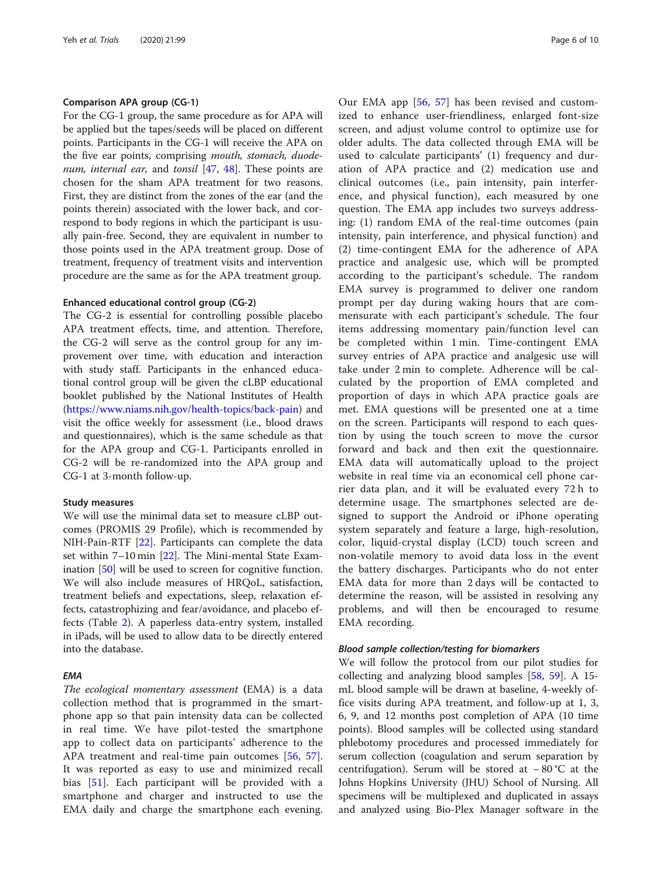#### Comparison APA group (CG-1)

For the CG-1 group, the same procedure as for APA will be applied but the tapes/seeds will be placed on different points. Participants in the CG-1 will receive the APA on the five ear points, comprising *mouth, stomach, duodenum, internal ear,* and *tonsil* [47, 48]. These points are chosen for the sham APA treatment for two reasons. First, they are distinct from the zones of the ear (and the points therein) associated with the lower back, and correspond to body regions in which the participant is usually pain-free. Second, they are equivalent in number to those points used in the APA treatment group. Dose of treatment, frequency of treatment visits and intervention procedure are the same as for the APA treatment group.

#### Enhanced educational control group (CG-2)

The CG-2 is essential for controlling possible placebo APA treatment effects, time, and attention. Therefore, the CG-2 will serve as the control group for any improvement over time, with education and interaction with study staff. Participants in the enhanced educational control group will be given the cLBP educational booklet published by the National Institutes of Health (https://www.niams.nih.gov/health-topics/back-pain) and visit the office weekly for assessment (i.e., blood draws and questionnaires), which is the same schedule as that for the APA group and CG-1. Participants enrolled in CG-2 will be re-randomized into the APA group and CG-1 at 3-month follow-up.

#### Study measures

We will use the minimal data set to measure cLBP outcomes (PROMIS 29 Profile), which is recommended by NIH-Pain-RTF [22]. Participants can complete the data set within 7–10 min [22]. The Mini-mental State Examination [50] will be used to screen for cognitive function. We will also include measures of HRQoL, satisfaction, treatment beliefs and expectations, sleep, relaxation effects, catastrophizing and fear/avoidance, and placebo effects (Table 2). A paperless data-entry system, installed in iPads, will be used to allow data to be directly entered into the database.

##### *EMA*

*The ecological momentary assessment* **(**EMA) is a data collection method that is programmed in the smartphone app so that pain intensity data can be collected in real time. We have pilot-tested the smartphone app to collect data on participants' adherence to the APA treatment and real-time pain outcomes [56, 57]. It was reported as easy to use and minimized recall bias [51]. Each participant will be provided with a smartphone and charger and instructed to use the EMA daily and charge the smartphone each evening. Our EMA app [56, 57] has been revised and customized to enhance user-friendliness, enlarged font-size screen, and adjust volume control to optimize use for older adults. The data collected through EMA will be used to calculate participants' (1) frequency and duration of APA practice and (2) medication use and clinical outcomes (i.e., pain intensity, pain interference, and physical function), each measured by one question. The EMA app includes two surveys addressing: (1) random EMA of the real-time outcomes (pain intensity, pain interference, and physical function) and (2) time-contingent EMA for the adherence of APA practice and analgesic use, which will be prompted according to the participant's schedule. The random EMA survey is programmed to deliver one random prompt per day during waking hours that are commensurate with each participant's schedule. The four items addressing momentary pain/function level can be completed within 1 min. Time-contingent EMA survey entries of APA practice and analgesic use will take under 2 min to complete. Adherence will be calculated by the proportion of EMA completed and proportion of days in which APA practice goals are met. EMA questions will be presented one at a time on the screen. Participants will respond to each question by using the touch screen to move the cursor forward and back and then exit the questionnaire. EMA data will automatically upload to the project website in real time via an economical cell phone carrier data plan, and it will be evaluated every 72 h to determine usage. The smartphones selected are designed to support the Android or iPhone operating system separately and feature a large, high-resolution, color, liquid-crystal display (LCD) touch screen and non-volatile memory to avoid data loss in the event the battery discharges. Participants who do not enter EMA data for more than 2 days will be contacted to determine the reason, will be assisted in resolving any problems, and will then be encouraged to resume EMA recording.

##### *Blood sample collection/testing for biomarkers*

We will follow the protocol from our pilot studies for collecting and analyzing blood samples [58, 59]. A 15-mL blood sample will be drawn at baseline, 4-weekly office visits during APA treatment, and follow-up at 1, 3, 6, 9, and 12 months post completion of APA (10 time points). Blood samples will be collected using standard phlebotomy procedures and processed immediately for serum collection (coagulation and serum separation by centrifugation). Serum will be stored at − 80 °C at the Johns Hopkins University (JHU) School of Nursing. All specimens will be multiplexed and duplicated in assays and analyzed using Bio-Plex Manager software in the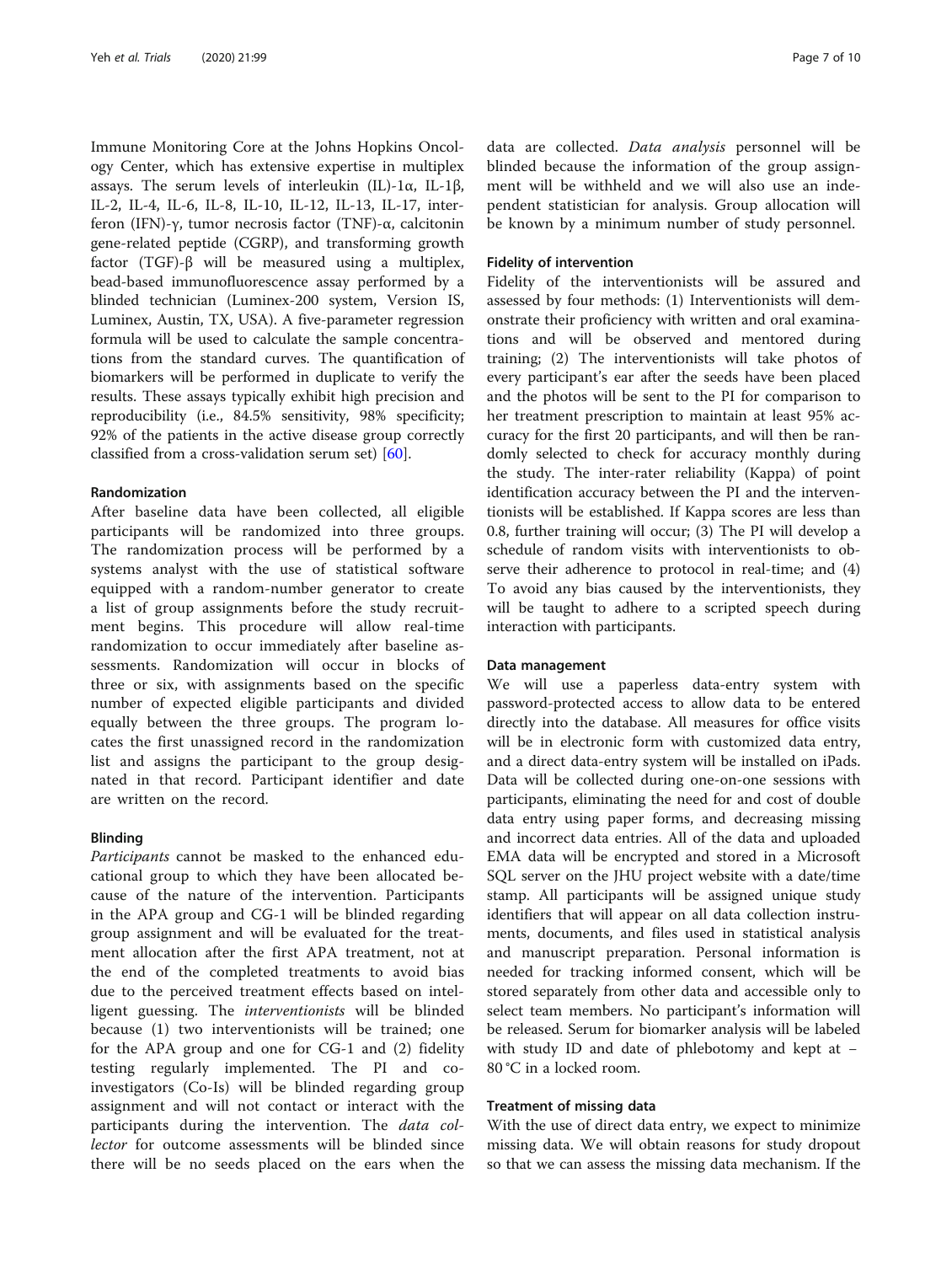Immune Monitoring Core at the Johns Hopkins Oncology Center, which has extensive expertise in multiplex assays. The serum levels of interleukin (IL)-1α, IL-1β, IL-2, IL-4, IL-6, IL-8, IL-10, IL-12, IL-13, IL-17, interferon (IFN)-γ, tumor necrosis factor (TNF)-α, calcitonin gene-related peptide (CGRP), and transforming growth factor (TGF)-β will be measured using a multiplex, bead-based immunofluorescence assay performed by a blinded technician (Luminex-200 system, Version IS, Luminex, Austin, TX, USA). A five-parameter regression formula will be used to calculate the sample concentrations from the standard curves. The quantification of biomarkers will be performed in duplicate to verify the results. These assays typically exhibit high precision and reproducibility (i.e., 84.5% sensitivity, 98% specificity; 92% of the patients in the active disease group correctly classified from a cross-validation serum set) [60].

#### Randomization

After baseline data have been collected, all eligible participants will be randomized into three groups. The randomization process will be performed by a systems analyst with the use of statistical software equipped with a random-number generator to create a list of group assignments before the study recruitment begins. This procedure will allow real-time randomization to occur immediately after baseline assessments. Randomization will occur in blocks of three or six, with assignments based on the specific number of expected eligible participants and divided equally between the three groups. The program locates the first unassigned record in the randomization list and assigns the participant to the group designated in that record. Participant identifier and date are written on the record.

#### Blinding

*Participants* cannot be masked to the enhanced educational group to which they have been allocated because of the nature of the intervention. Participants in the APA group and CG-1 will be blinded regarding group assignment and will be evaluated for the treatment allocation after the first APA treatment, not at the end of the completed treatments to avoid bias due to the perceived treatment effects based on intelligent guessing. The *interventionists* will be blinded because (1) two interventionists will be trained; one for the APA group and one for CG-1 and (2) fidelity testing regularly implemented. The PI and co-investigators (Co-Is) will be blinded regarding group assignment and will not contact or interact with the participants during the intervention. The *data collector* for outcome assessments will be blinded since there will be no seeds placed on the ears when the data are collected. *Data analysis* personnel will be blinded because the information of the group assignment will be withheld and we will also use an independent statistician for analysis. Group allocation will be known by a minimum number of study personnel.

#### Fidelity of intervention

Fidelity of the interventionists will be assured and assessed by four methods: (1) Interventionists will demonstrate their proficiency with written and oral examinations and will be observed and mentored during training; (2) The interventionists will take photos of every participant's ear after the seeds have been placed and the photos will be sent to the PI for comparison to her treatment prescription to maintain at least 95% accuracy for the first 20 participants, and will then be randomly selected to check for accuracy monthly during the study. The inter-rater reliability (Kappa) of point identification accuracy between the PI and the interventionists will be established. If Kappa scores are less than 0.8, further training will occur; (3) The PI will develop a schedule of random visits with interventionists to observe their adherence to protocol in real-time; and (4) To avoid any bias caused by the interventionists, they will be taught to adhere to a scripted speech during interaction with participants.

#### Data management

We will use a paperless data-entry system with password-protected access to allow data to be entered directly into the database. All measures for office visits will be in electronic form with customized data entry, and a direct data-entry system will be installed on iPads. Data will be collected during one-on-one sessions with participants, eliminating the need for and cost of double data entry using paper forms, and decreasing missing and incorrect data entries. All of the data and uploaded EMA data will be encrypted and stored in a Microsoft SQL server on the JHU project website with a date/time stamp. All participants will be assigned unique study identifiers that will appear on all data collection instruments, documents, and files used in statistical analysis and manuscript preparation. Personal information is needed for tracking informed consent, which will be stored separately from other data and accessible only to select team members. No participant's information will be released. Serum for biomarker analysis will be labeled with study ID and date of phlebotomy and kept at − 80 °C in a locked room.

#### Treatment of missing data

With the use of direct data entry, we expect to minimize missing data. We will obtain reasons for study dropout so that we can assess the missing data mechanism. If the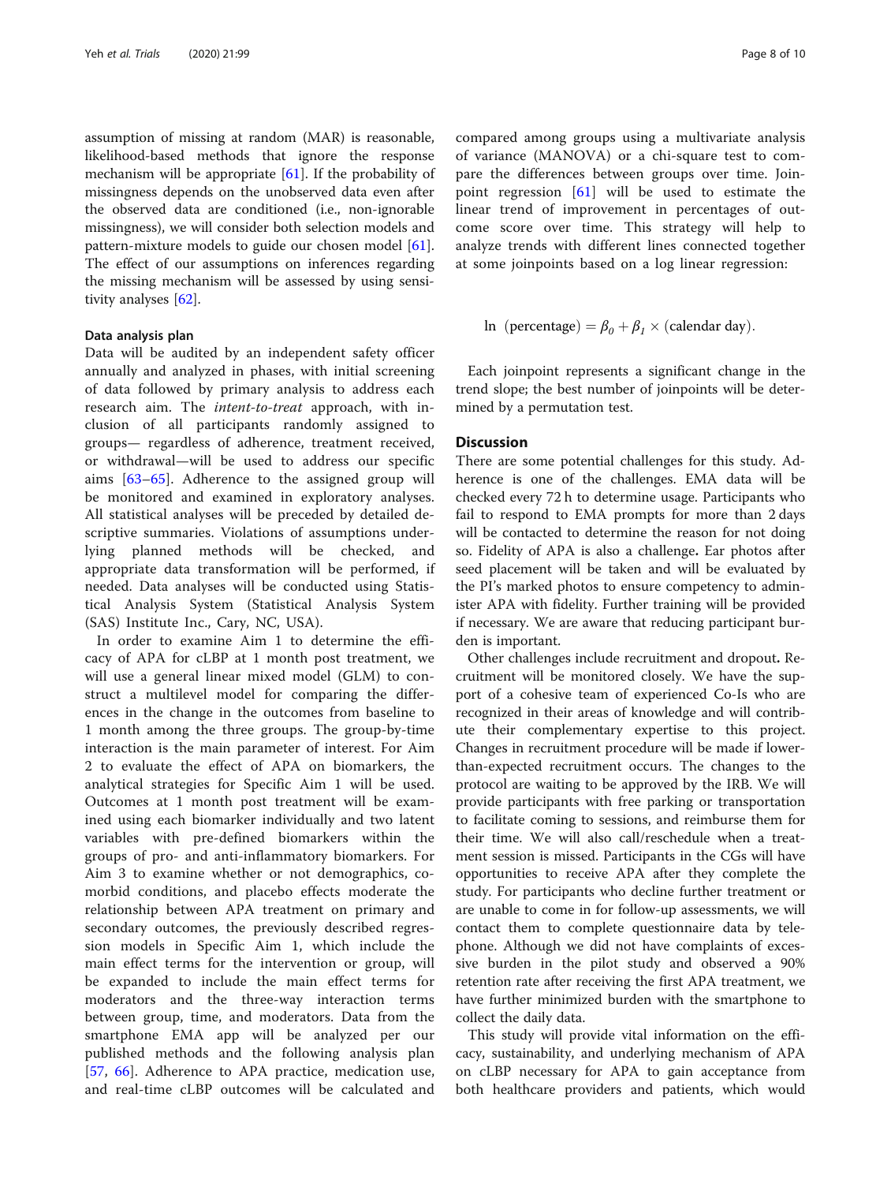assumption of missing at random (MAR) is reasonable, likelihood-based methods that ignore the response mechanism will be appropriate [61]. If the probability of missingness depends on the unobserved data even after the observed data are conditioned (i.e., non-ignorable missingness), we will consider both selection models and pattern-mixture models to guide our chosen model [61]. The effect of our assumptions on inferences regarding the missing mechanism will be assessed by using sensitivity analyses [62].

#### Data analysis plan

Data will be audited by an independent safety officer annually and analyzed in phases, with initial screening of data followed by primary analysis to address each research aim. The *intent-to-treat* approach, with inclusion of all participants randomly assigned to groups— regardless of adherence, treatment received, or withdrawal—will be used to address our specific aims [63–65]. Adherence to the assigned group will be monitored and examined in exploratory analyses. All statistical analyses will be preceded by detailed descriptive summaries. Violations of assumptions underlying planned methods will be checked, and appropriate data transformation will be performed, if needed. Data analyses will be conducted using Statistical Analysis System (Statistical Analysis System (SAS) Institute Inc., Cary, NC, USA).

In order to examine Aim 1 to determine the efficacy of APA for cLBP at 1 month post treatment, we will use a general linear mixed model (GLM) to construct a multilevel model for comparing the differences in the change in the outcomes from baseline to 1 month among the three groups. The group-by-time interaction is the main parameter of interest. For Aim 2 to evaluate the effect of APA on biomarkers, the analytical strategies for Specific Aim 1 will be used. Outcomes at 1 month post treatment will be examined using each biomarker individually and two latent variables with pre-defined biomarkers within the groups of pro- and anti-inflammatory biomarkers. For Aim 3 to examine whether or not demographics, comorbid conditions, and placebo effects moderate the relationship between APA treatment on primary and secondary outcomes, the previously described regression models in Specific Aim 1, which include the main effect terms for the intervention or group, will be expanded to include the main effect terms for moderators and the three-way interaction terms between group, time, and moderators. Data from the smartphone EMA app will be analyzed per our published methods and the following analysis plan [57, 66]. Adherence to APA practice, medication use, and real-time cLBP outcomes will be calculated and compared among groups using a multivariate analysis of variance (MANOVA) or a chi-square test to compare the differences between groups over time. Joinpoint regression [61] will be used to estimate the linear trend of improvement in percentages of outcome score over time. This strategy will help to analyze trends with different lines connected together at some joinpoints based on a log linear regression:

$$\ln\ (\text{percentage}) = \beta_0 + \beta_1 \times (\text{calendar day}).$$

Each joinpoint represents a significant change in the trend slope; the best number of joinpoints will be determined by a permutation test.

## Discussion

There are some potential challenges for this study. Adherence is one of the challenges. EMA data will be checked every 72 h to determine usage. Participants who fail to respond to EMA prompts for more than 2 days will be contacted to determine the reason for not doing so. Fidelity of APA is also a challenge**.** Ear photos after seed placement will be taken and will be evaluated by the PI's marked photos to ensure competency to administer APA with fidelity. Further training will be provided if necessary. We are aware that reducing participant burden is important.

Other challenges include recruitment and dropout**.** Recruitment will be monitored closely. We have the support of a cohesive team of experienced Co-Is who are recognized in their areas of knowledge and will contribute their complementary expertise to this project. Changes in recruitment procedure will be made if lower-than-expected recruitment occurs. The changes to the protocol are waiting to be approved by the IRB. We will provide participants with free parking or transportation to facilitate coming to sessions, and reimburse them for their time. We will also call/reschedule when a treatment session is missed. Participants in the CGs will have opportunities to receive APA after they complete the study. For participants who decline further treatment or are unable to come in for follow-up assessments, we will contact them to complete questionnaire data by telephone. Although we did not have complaints of excessive burden in the pilot study and observed a 90% retention rate after receiving the first APA treatment, we have further minimized burden with the smartphone to collect the daily data.

This study will provide vital information on the efficacy, sustainability, and underlying mechanism of APA on cLBP necessary for APA to gain acceptance from both healthcare providers and patients, which would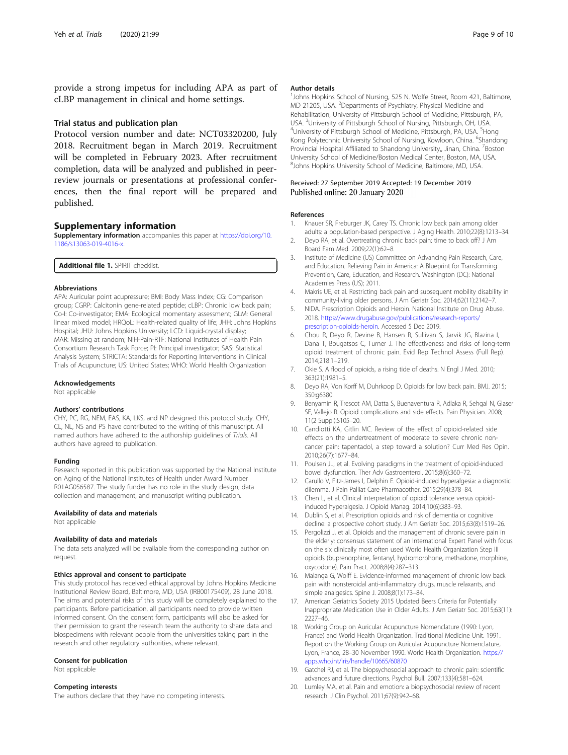provide a strong impetus for including APA as part of cLBP management in clinical and home settings.

### Trial status and publication plan

Protocol version number and date: NCT03320200, July 2018. Recruitment began in March 2019. Recruitment will be completed in February 2023. After recruitment completion, data will be analyzed and published in peer-review journals or presentations at professional conferences, then the final report will be prepared and published.

## Supplementary information

**Supplementary information** accompanies this paper at https://doi.org/10.1186/s13063-019-4016-x.

**Additional file 1.** SPIRIT checklist.

#### Abbreviations

APA: Auricular point acupressure; BMI: Body Mass Index; CG: Comparison group; CGRP: Calcitonin gene-related peptide; cLBP: Chronic low back pain; Co-I: Co-investigator; EMA: Ecological momentary assessment; GLM: General linear mixed model; HRQoL: Health-related quality of life; JHH: Johns Hopkins Hospital; JHU: Johns Hopkins University; LCD: Liquid-crystal display; MAR: Missing at random; NIH-Pain-RTF: National Institutes of Health Pain Consortium Research Task Force; PI: Principal investigator; SAS: Statistical Analysis System; STRICTA: Standards for Reporting Interventions in Clinical Trials of Acupuncture; US: United States; WHO: World Health Organization

#### Acknowledgements

Not applicable

#### Authors' contributions

CHY, PC, RG, NEM, EAS, KA, LKS, and NP designed this protocol study. CHY, CL, NL, NS and PS have contributed to the writing of this manuscript. All named authors have adhered to the authorship guidelines of *Trials*. All authors have agreed to publication.

#### Funding

Research reported in this publication was supported by the National Institute on Aging of the National Institutes of Health under Award Number R01AG056587. The study funder has no role in the study design, data collection and management, and manuscript writing publication.

#### Availability of data and materials

Not applicable

#### Availability of data and materials

The data sets analyzed will be available from the corresponding author on request.

#### Ethics approval and consent to participate

This study protocol has received ethical approval by Johns Hopkins Medicine Institutional Review Board, Baltimore, MD, USA (IRB00175409), 28 June 2018. The aims and potential risks of this study will be completely explained to the participants. Before participation, all participants need to provide written informed consent. On the consent form, participants will also be asked for their permission to grant the research team the authority to share data and biospecimens with relevant people from the universities taking part in the research and other regulatory authorities, where relevant.

#### Consent for publication

Not applicable

#### Competing interests

The authors declare that they have no competing interests.

#### Author details

[1]Johns Hopkins School of Nursing, 525 N. Wolfe Street, Room 421, Baltimore, MD 21205, USA. [2]Departments of Psychiatry, Physical Medicine and Rehabilitation, University of Pittsburgh School of Medicine, Pittsburgh, PA, USA. [3]University of Pittsburgh School of Nursing, Pittsburgh, OH, USA. [4]University of Pittsburgh School of Medicine, Pittsburgh, PA, USA. [5]Hong Kong Polytechnic University School of Nursing, Kowloon, China. [6]Shandong Provincial Hospital Affiliated to Shandong University,, Jinan, China. [7]Boston University School of Medicine/Boston Medical Center, Boston, MA, USA. [8]Johns Hopkins University School of Medicine, Baltimore, MD, USA.

Received: 27 September 2019 Accepted: 19 December 2019
Published online: 20 January 2020

#### References

1. Knauer SR, Freburger JK, Carey TS. Chronic low back pain among older adults: a population-based perspective. J Aging Health. 2010;22(8):1213–34.
2. Deyo RA, et al. Overtreating chronic back pain: time to back off? J Am Board Fam Med. 2009;22(1):62–8.
3. Institute of Medicine (US) Committee on Advancing Pain Research, Care, and Education. Relieving Pain in America: A Blueprint for Transforming Prevention, Care, Education, and Research. Washington (DC): National Academies Press (US); 2011.
4. Makris UE, et al. Restricting back pain and subsequent mobility disability in community-living older persons. J Am Geriatr Soc. 2014;62(11):2142–7.
5. NIDA. Prescription Opioids and Heroin. National Institute on Drug Abuse. 2018. https://www.drugabuse.gov/publications/research-reports/prescription-opioids-heroin. Accessed 5 Dec 2019.
6. Chou R, Deyo R, Devine B, Hansen R, Sullivan S, Jarvik JG, Blazina I, Dana T, Bougatsos C, Turner J. The effectiveness and risks of long-term opioid treatment of chronic pain. Evid Rep Technol Assess (Full Rep). 2014;218:1–219.
7. Okie S. A flood of opioids, a rising tide of deaths. N Engl J Med. 2010; 363(21):1981–5.
8. Deyo RA, Von Korff M, Duhrkoop D. Opioids for low back pain. BMJ. 2015; 350:g6380.
9. Benyamin R, Trescot AM, Datta S, Buenaventura R, Adlaka R, Sehgal N, Glaser SE, Vallejo R. Opioid complications and side effects. Pain Physician. 2008; 11(2 Suppl):S105–20.
10. Candiotti KA, Gitlin MC. Review of the effect of opioid-related side effects on the undertreatment of moderate to severe chronic non-cancer pain: tapentadol, a step toward a solution? Curr Med Res Opin. 2010;26(7):1677–84.
11. Poulsen JL, et al. Evolving paradigms in the treatment of opioid-induced bowel dysfunction. Ther Adv Gastroenterol. 2015;8(6):360–72.
12. Carullo V, Fitz-James I, Delphin E. Opioid-induced hyperalgesia: a diagnostic dilemma. J Pain Palliat Care Pharmacother. 2015;29(4):378–84.
13. Chen L, et al. Clinical interpretation of opioid tolerance versus opioid-induced hyperalgesia. J Opioid Manag. 2014;10(6):383–93.
14. Dublin S, et al. Prescription opioids and risk of dementia or cognitive decline: a prospective cohort study. J Am Geriatr Soc. 2015;63(8):1519–26.
15. Pergolizzi J, et al. Opioids and the management of chronic severe pain in the elderly: consensus statement of an International Expert Panel with focus on the six clinically most often used World Health Organization Step III opioids (buprenorphine, fentanyl, hydromorphone, methadone, morphine, oxycodone). Pain Pract. 2008;8(4):287–313.
16. Malanga G, Wolff E. Evidence-informed management of chronic low back pain with nonsteroidal anti-inflammatory drugs, muscle relaxants, and simple analgesics. Spine J. 2008;8(1):173–84.
17. American Geriatrics Society 2015 Updated Beers Criteria for Potentially Inappropriate Medication Use in Older Adults. J Am Geriatr Soc. 2015;63(11): 2227–46.
18. Working Group on Auricular Acupuncture Nomenclature (1990: Lyon, France) and World Health Organization. Traditional Medicine Unit. 1991. Report on the Working Group on Auricular Acupuncture Nomenclature, Lyon, France, 28–30 November 1990. World Health Organization. https://apps.who.int/iris/handle/10665/60870
19. Gatchel RJ, et al. The biopsychosocial approach to chronic pain: scientific advances and future directions. Psychol Bull. 2007;133(4):581–624.
20. Lumley MA, et al. Pain and emotion: a biopsychosocial review of recent research. J Clin Psychol. 2011;67(9):942–68.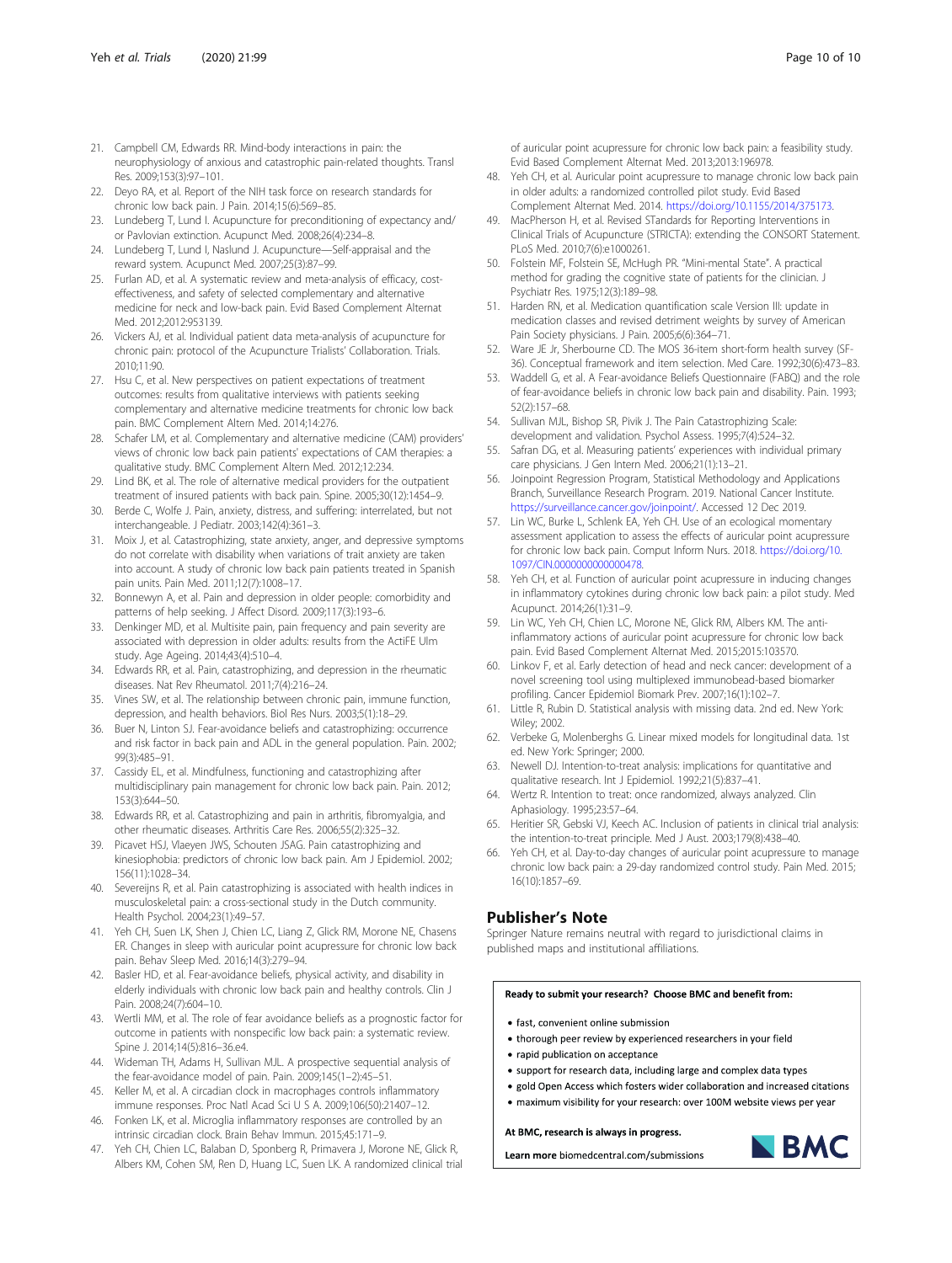21. Campbell CM, Edwards RR. Mind-body interactions in pain: the neurophysiology of anxious and catastrophic pain-related thoughts. Transl Res. 2009;153(3):97–101.
22. Deyo RA, et al. Report of the NIH task force on research standards for chronic low back pain. J Pain. 2014;15(6):569–85.
23. Lundeberg T, Lund I. Acupuncture for preconditioning of expectancy and/or Pavlovian extinction. Acupunct Med. 2008;26(4):234–8.
24. Lundeberg T, Lund I, Naslund J. Acupuncture—Self-appraisal and the reward system. Acupunct Med. 2007;25(3):87–99.
25. Furlan AD, et al. A systematic review and meta-analysis of efficacy, cost-effectiveness, and safety of selected complementary and alternative medicine for neck and low-back pain. Evid Based Complement Alternat Med. 2012;2012:953139.
26. Vickers AJ, et al. Individual patient data meta-analysis of acupuncture for chronic pain: protocol of the Acupuncture Trialists' Collaboration. Trials. 2010;11:90.
27. Hsu C, et al. New perspectives on patient expectations of treatment outcomes: results from qualitative interviews with patients seeking complementary and alternative medicine treatments for chronic low back pain. BMC Complement Altern Med. 2014;14:276.
28. Schafer LM, et al. Complementary and alternative medicine (CAM) providers' views of chronic low back pain patients' expectations of CAM therapies: a qualitative study. BMC Complement Altern Med. 2012;12:234.
29. Lind BK, et al. The role of alternative medical providers for the outpatient treatment of insured patients with back pain. Spine. 2005;30(12):1454–9.
30. Berde C, Wolfe J. Pain, anxiety, distress, and suffering: interrelated, but not interchangeable. J Pediatr. 2003;142(4):361–3.
31. Moix J, et al. Catastrophizing, state anxiety, anger, and depressive symptoms do not correlate with disability when variations of trait anxiety are taken into account. A study of chronic low back pain patients treated in Spanish pain units. Pain Med. 2011;12(7):1008–17.
32. Bonnewyn A, et al. Pain and depression in older people: comorbidity and patterns of help seeking. J Affect Disord. 2009;117(3):193–6.
33. Denkinger MD, et al. Multisite pain, pain frequency and pain severity are associated with depression in older adults: results from the ActiFE Ulm study. Age Ageing. 2014;43(4):510–4.
34. Edwards RR, et al. Pain, catastrophizing, and depression in the rheumatic diseases. Nat Rev Rheumatol. 2011;7(4):216–24.
35. Vines SW, et al. The relationship between chronic pain, immune function, depression, and health behaviors. Biol Res Nurs. 2003;5(1):18–29.
36. Buer N, Linton SJ. Fear-avoidance beliefs and catastrophizing: occurrence and risk factor in back pain and ADL in the general population. Pain. 2002;99(3):485–91.
37. Cassidy EL, et al. Mindfulness, functioning and catastrophizing after multidisciplinary pain management for chronic low back pain. Pain. 2012;153(3):644–50.
38. Edwards RR, et al. Catastrophizing and pain in arthritis, fibromyalgia, and other rheumatic diseases. Arthritis Care Res. 2006;55(2):325–32.
39. Picavet HSJ, Vlaeyen JWS, Schouten JSAG. Pain catastrophizing and kinesiophobia: predictors of chronic low back pain. Am J Epidemiol. 2002;156(11):1028–34.
40. Severeijns R, et al. Pain catastrophizing is associated with health indices in musculoskeletal pain: a cross-sectional study in the Dutch community. Health Psychol. 2004;23(1):49–57.
41. Yeh CH, Suen LK, Shen J, Chien LC, Liang Z, Glick RM, Morone NE, Chasens ER. Changes in sleep with auricular point acupressure for chronic low back pain. Behav Sleep Med. 2016;14(3):279–94.
42. Basler HD, et al. Fear-avoidance beliefs, physical activity, and disability in elderly individuals with chronic low back pain and healthy controls. Clin J Pain. 2008;24(7):604–10.
43. Wertli MM, et al. The role of fear avoidance beliefs as a prognostic factor for outcome in patients with nonspecific low back pain: a systematic review. Spine J. 2014;14(5):816–36.e4.
44. Wideman TH, Adams H, Sullivan MJL. A prospective sequential analysis of the fear-avoidance model of pain. Pain. 2009;145(1–2):45–51.
45. Keller M, et al. A circadian clock in macrophages controls inflammatory immune responses. Proc Natl Acad Sci U S A. 2009;106(50):21407–12.
46. Fonken LK, et al. Microglia inflammatory responses are controlled by an intrinsic circadian clock. Brain Behav Immun. 2015;45:171–9.
47. Yeh CH, Chien LC, Balaban D, Sponberg R, Primavera J, Morone NE, Glick R, Albers KM, Cohen SM, Ren D, Huang LC, Suen LK. A randomized clinical trial of auricular point acupressure for chronic low back pain: a feasibility study. Evid Based Complement Alternat Med. 2013;2013:196978.
48. Yeh CH, et al. Auricular point acupressure to manage chronic low back pain in older adults: a randomized controlled pilot study. Evid Based Complement Alternat Med. 2014. https://doi.org/10.1155/2014/375173.
49. MacPherson H, et al. Revised STandards for Reporting Interventions in Clinical Trials of Acupuncture (STRICTA): extending the CONSORT Statement. PLoS Med. 2010;7(6):e1000261.
50. Folstein MF, Folstein SE, McHugh PR. "Mini-mental State". A practical method for grading the cognitive state of patients for the clinician. J Psychiatr Res. 1975;12(3):189–98.
51. Harden RN, et al. Medication quantification scale Version III: update in medication classes and revised detriment weights by survey of American Pain Society physicians. J Pain. 2005;6(6):364–71.
52. Ware JE Jr, Sherbourne CD. The MOS 36-item short-form health survey (SF-36). Conceptual framework and item selection. Med Care. 1992;30(6):473–83.
53. Waddell G, et al. A Fear-avoidance Beliefs Questionnaire (FABQ) and the role of fear-avoidance beliefs in chronic low back pain and disability. Pain. 1993;52(2):157–68.
54. Sullivan MJL, Bishop SR, Pivik J. The Pain Catastrophizing Scale: development and validation. Psychol Assess. 1995;7(4):524–32.
55. Safran DG, et al. Measuring patients' experiences with individual primary care physicians. J Gen Intern Med. 2006;21(1):13–21.
56. Joinpoint Regression Program, Statistical Methodology and Applications Branch, Surveillance Research Program. 2019. National Cancer Institute. https://surveillance.cancer.gov/joinpoint/. Accessed 12 Dec 2019.
57. Lin WC, Burke L, Schlenk EA, Yeh CH. Use of an ecological momentary assessment application to assess the effects of auricular point acupressure for chronic low back pain. Comput Inform Nurs. 2018. https://doi.org/10.1097/CIN.0000000000000478.
58. Yeh CH, et al. Function of auricular point acupressure in inducing changes in inflammatory cytokines during chronic low back pain: a pilot study. Med Acupunct. 2014;26(1):31–9.
59. Lin WC, Yeh CH, Chien LC, Morone NE, Glick RM, Albers KM. The anti-inflammatory actions of auricular point acupressure for chronic low back pain. Evid Based Complement Alternat Med. 2015;2015:103570.
60. Linkov F, et al. Early detection of head and neck cancer: development of a novel screening tool using multiplexed immunobead-based biomarker profiling. Cancer Epidemiol Biomark Prev. 2007;16(1):102–7.
61. Little R, Rubin D. Statistical analysis with missing data. 2nd ed. New York: Wiley; 2002.
62. Verbeke G, Molenberghs G. Linear mixed models for longitudinal data. 1st ed. New York: Springer; 2000.
63. Newell DJ. Intention-to-treat analysis: implications for quantitative and qualitative research. Int J Epidemiol. 1992;21(5):837–41.
64. Wertz R. Intention to treat: once randomized, always analyzed. Clin Aphasiology. 1995;23:57–64.
65. Heritier SR, Gebski VJ, Keech AC. Inclusion of patients in clinical trial analysis: the intention-to-treat principle. Med J Aust. 2003;179(8):438–40.
66. Yeh CH, et al. Day-to-day changes of auricular point acupressure to manage chronic low back pain: a 29-day randomized control study. Pain Med. 2015;16(10):1857–69.

## Publisher's Note

Springer Nature remains neutral with regard to jurisdictional claims in published maps and institutional affiliations.

**Ready to submit your research? Choose BMC and benefit from:**

- fast, convenient online submission
- thorough peer review by experienced researchers in your field
- rapid publication on acceptance
- support for research data, including large and complex data types
- gold Open Access which fosters wider collaboration and increased citations
- maximum visibility for your research: over 100M website views per year

**At BMC, research is always in progress.**

**Learn more** biomedcentral.com/submissions